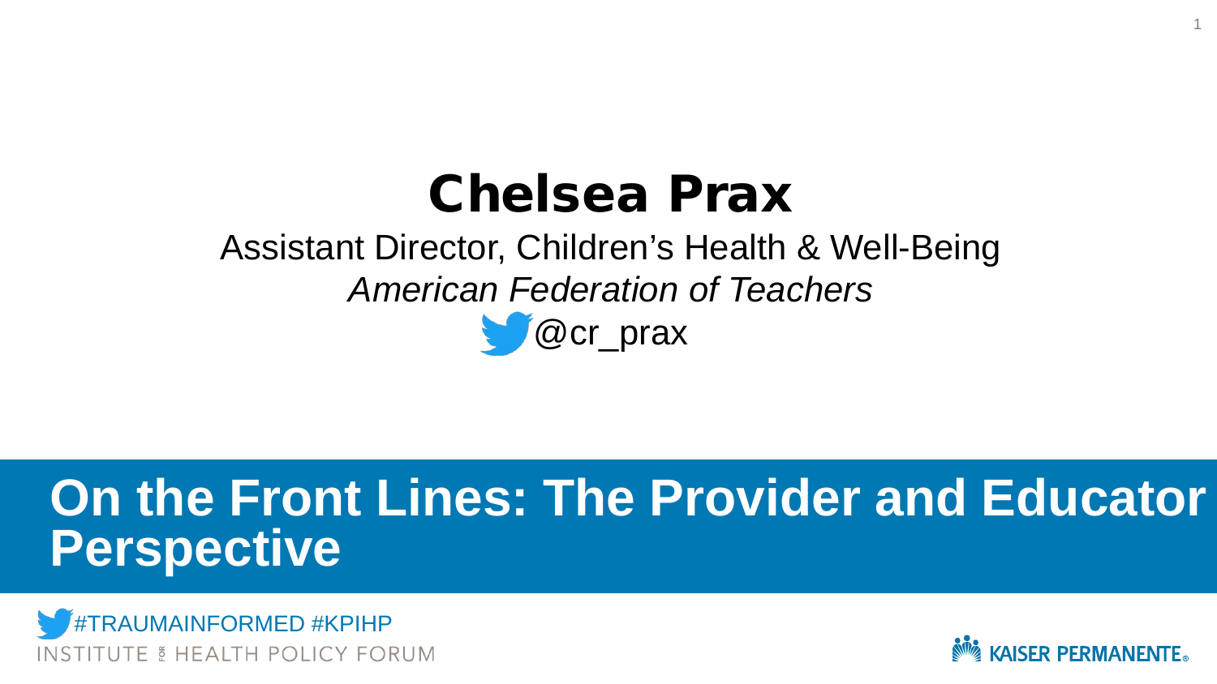# Chelsea Prax

Assistant Director, Children's Health & Well-Being

*American Federation of Teachers*

@cr_prax

## On the Front Lines: The Provider and Educator Perspective

#TRAUMAINFORMED #KPIHP

INSTITUTE FOR HEALTH POLICY FORUM

KAISER PERMANENTE®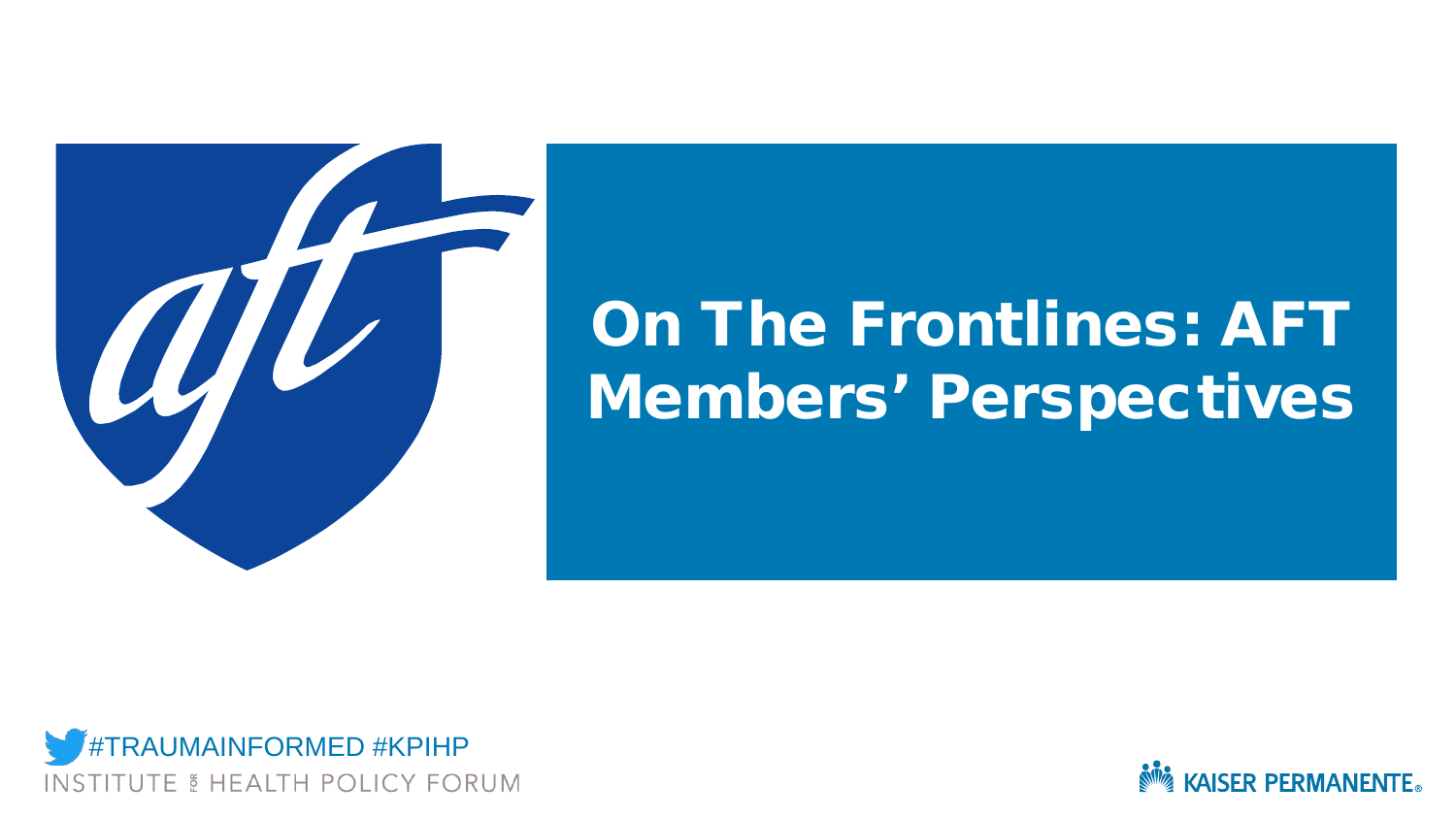# On The Frontlines: AFT Members' Perspectives

#TRAUMAINFORMED #KPIHP

INSTITUTE FOR HEALTH POLICY FORUM

KAISER PERMANENTE®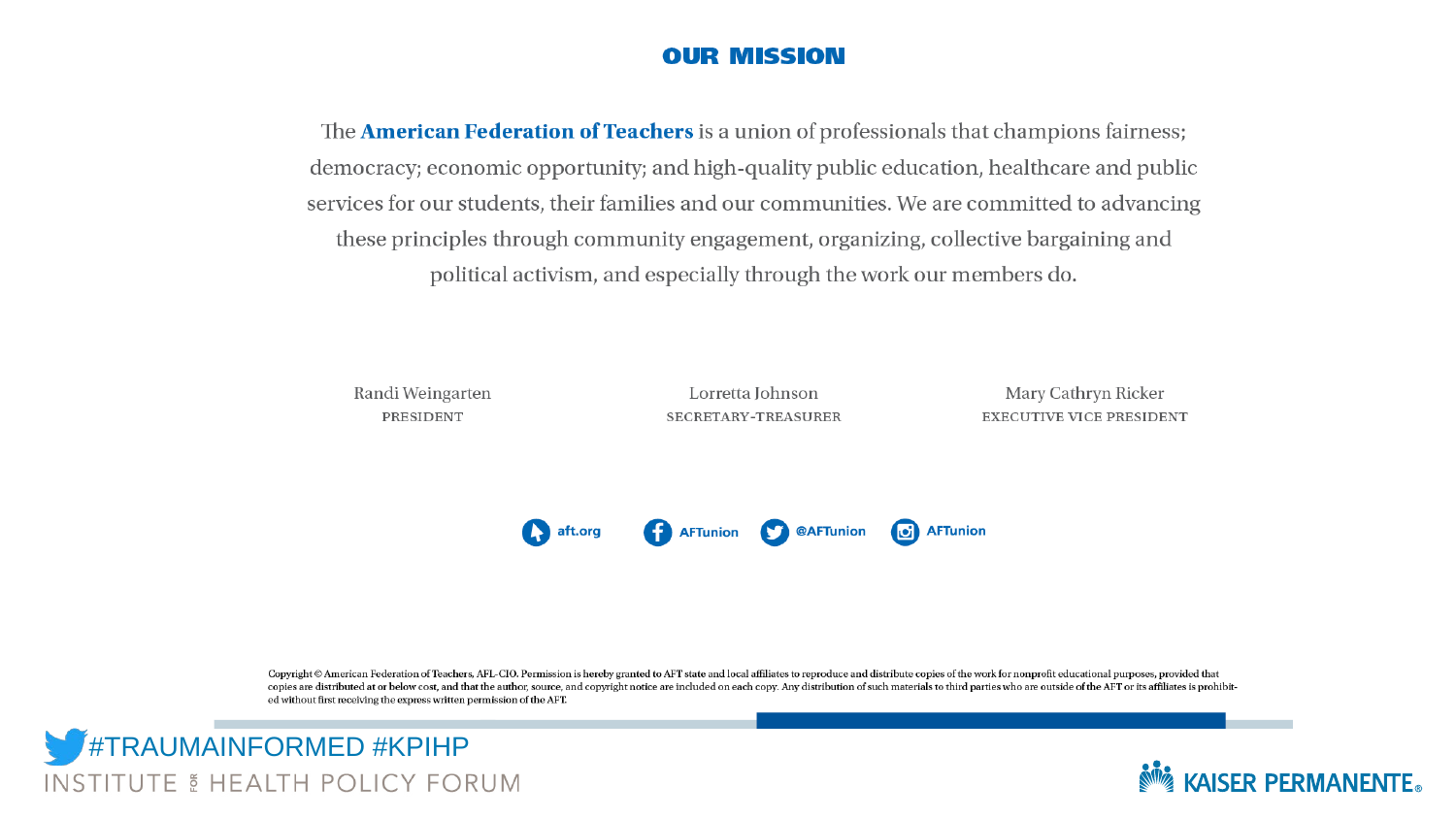## OUR MISSION

The **American Federation of Teachers** is a union of professionals that champions fairness; democracy; economic opportunity; and high-quality public education, healthcare and public services for our students, their families and our communities. We are committed to advancing these principles through community engagement, organizing, collective bargaining and political activism, and especially through the work our members do.

Randi Weingarten
PRESIDENT

Lorretta Johnson
SECRETARY-TREASURER

Mary Cathryn Ricker
EXECUTIVE VICE PRESIDENT

aft.org | AFTunion | @AFTunion | AFTunion

Copyright © American Federation of Teachers, AFL-CIO. Permission is hereby granted to AFT state and local affiliates to reproduce and distribute copies of the work for nonprofit educational purposes, provided that copies are distributed at or below cost, and that the author, source, and copyright notice are included on each copy. Any distribution of such materials to third parties who are outside of the AFT or its affiliates is prohibited without first receiving the express written permission of the AFT.

#TRAUMAINFORMED #KPIHP

INSTITUTE FOR HEALTH POLICY FORUM

KAISER PERMANENTE®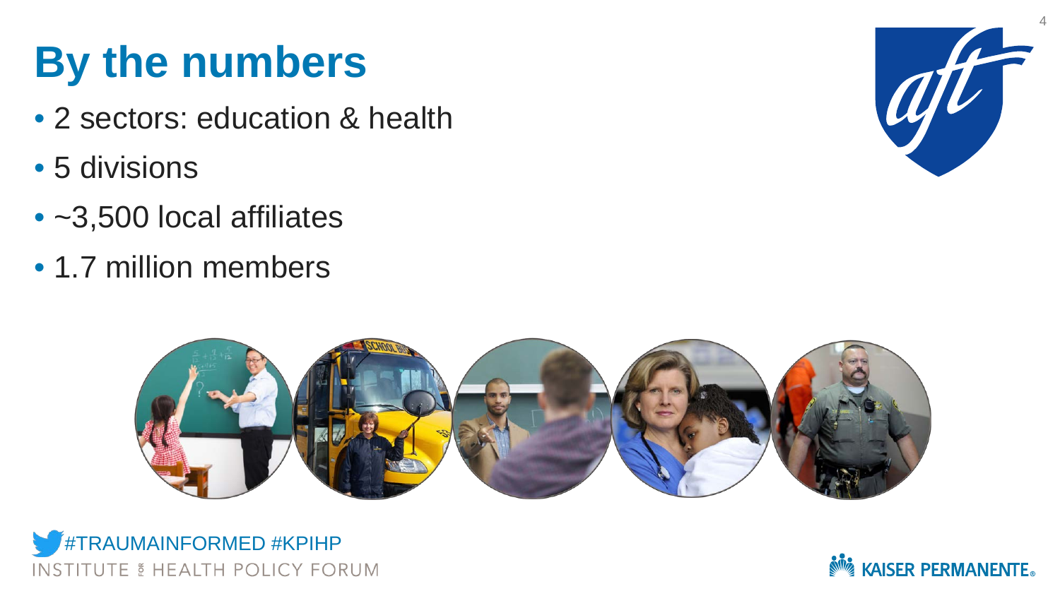# By the numbers

- 2 sectors: education & health
- 5 divisions
- ~3,500 local affiliates
- 1.7 million members

#TRAUMAINFORMED #KPIHP

INSTITUTE FOR HEALTH POLICY FORUM

KAISER PERMANENTE®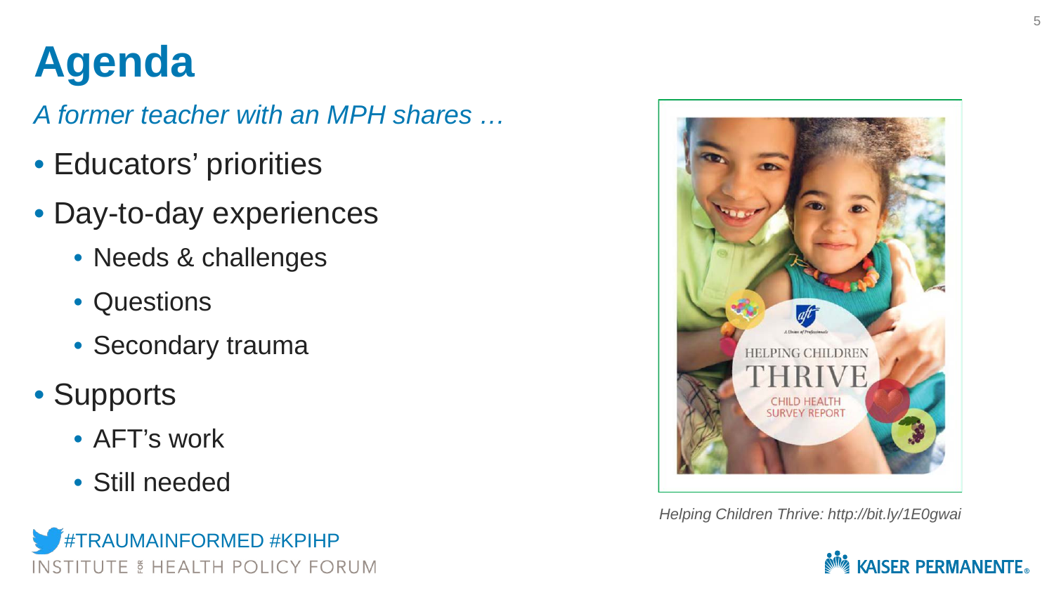# Agenda

*A former teacher with an MPH shares …*

- Educators' priorities
- Day-to-day experiences
  - Needs & challenges
  - Questions
  - Secondary trauma
- Supports
  - AFT's work
  - Still needed

*Helping Children Thrive: http://bit.ly/1E0gwai*

#TRAUMAINFORMED #KPIHP

INSTITUTE FOR HEALTH POLICY FORUM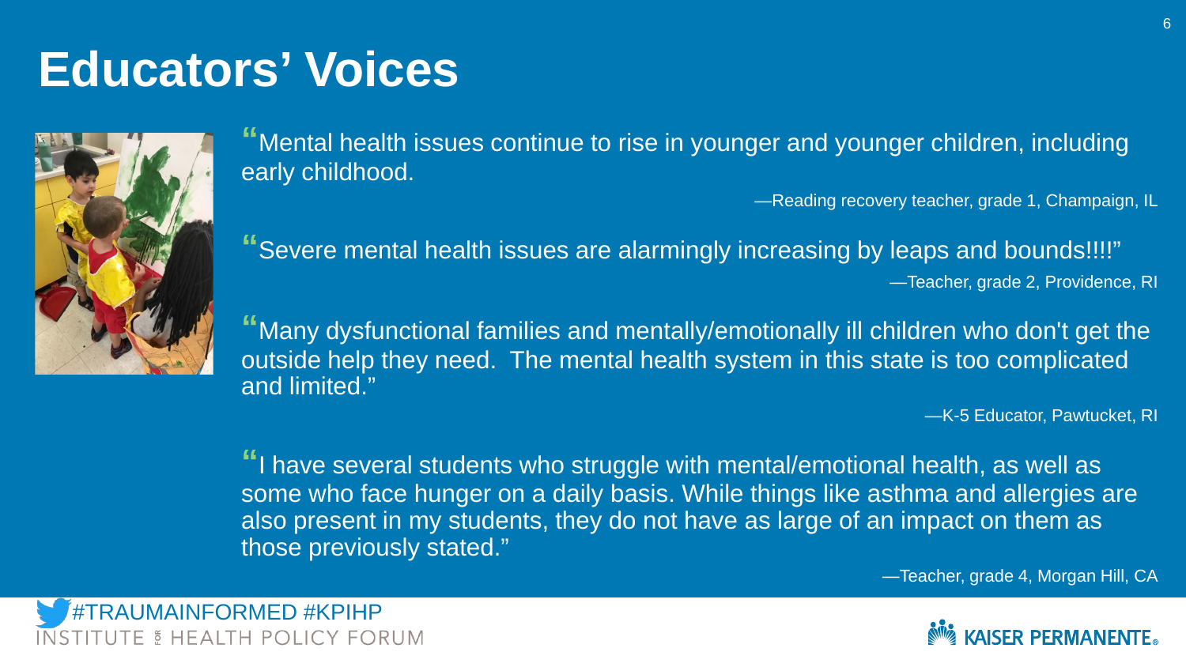# Educators' Voices

"Mental health issues continue to rise in younger and younger children, including early childhood.

—Reading recovery teacher, grade 1, Champaign, IL

"Severe mental health issues are alarmingly increasing by leaps and bounds!!!!"

—Teacher, grade 2, Providence, RI

"Many dysfunctional families and mentally/emotionally ill children who don't get the outside help they need. The mental health system in this state is too complicated and limited."

—K-5 Educator, Pawtucket, RI

"I have several students who struggle with mental/emotional health, as well as some who face hunger on a daily basis. While things like asthma and allergies are also present in my students, they do not have as large of an impact on them as those previously stated."

—Teacher, grade 4, Morgan Hill, CA

#TRAUMAINFORMED #KPIHP

INSTITUTE FOR HEALTH POLICY FORUM

KAISER PERMANENTE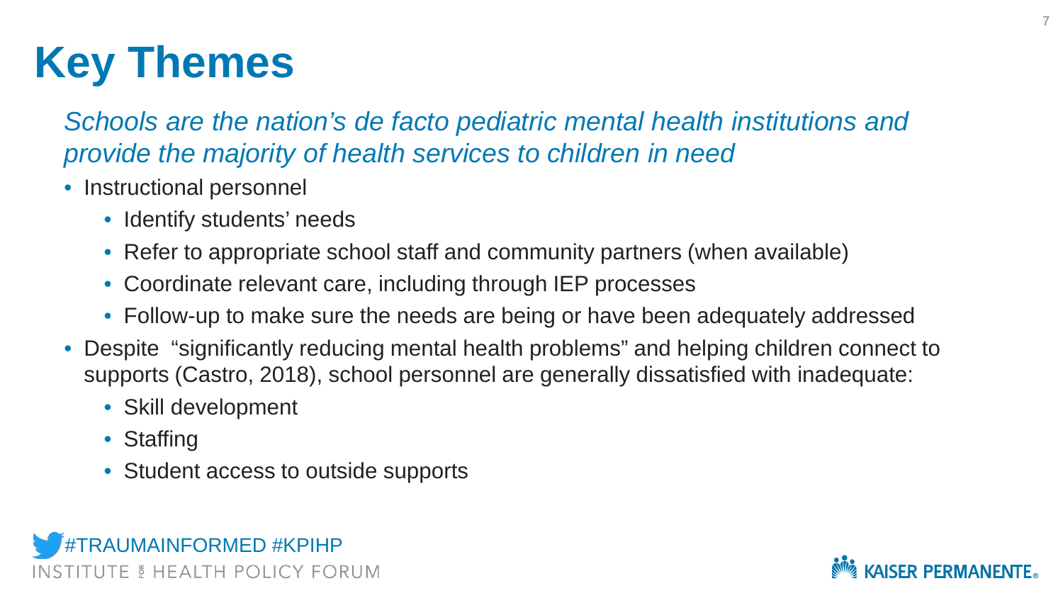# Key Themes

*Schools are the nation's de facto pediatric mental health institutions and provide the majority of health services to children in need*

- Instructional personnel
  - Identify students' needs
  - Refer to appropriate school staff and community partners (when available)
  - Coordinate relevant care, including through IEP processes
  - Follow-up to make sure the needs are being or have been adequately addressed
- Despite "significantly reducing mental health problems" and helping children connect to supports (Castro, 2018), school personnel are generally dissatisfied with inadequate:
  - Skill development
  - Staffing
  - Student access to outside supports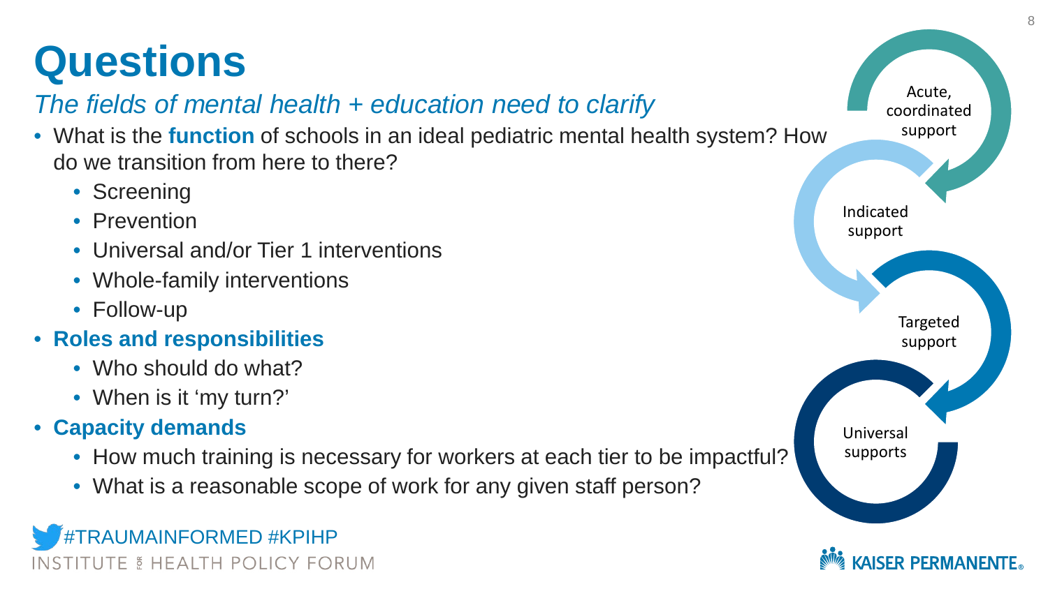# Questions

*The fields of mental health + education need to clarify*

- What is the **function** of schools in an ideal pediatric mental health system? How do we transition from here to there?
  - Screening
  - Prevention
  - Universal and/or Tier 1 interventions
  - Whole-family interventions
  - Follow-up
- **Roles and responsibilities**
  - Who should do what?
  - When is it 'my turn?'
- **Capacity demands**
  - How much training is necessary for workers at each tier to be impactful?
  - What is a reasonable scope of work for any given staff person?

Acute, coordinated support

Indicated support

Targeted support

Universal supports

#TRAUMAINFORMED #KPIHP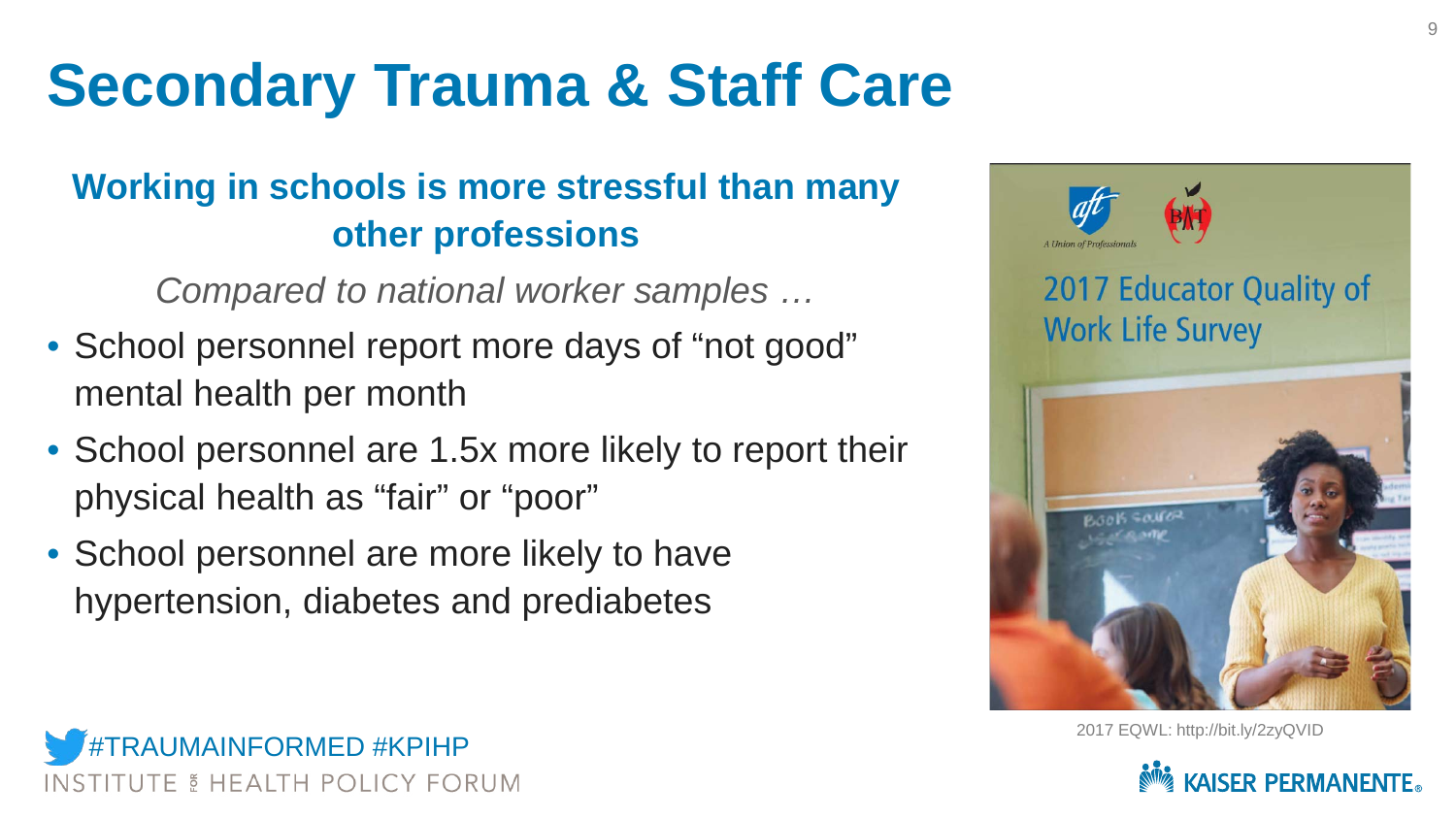# Secondary Trauma & Staff Care

## Working in schools is more stressful than many other professions

*Compared to national worker samples …*

- School personnel report more days of "not good" mental health per month
- School personnel are 1.5x more likely to report their physical health as "fair" or "poor"
- School personnel are more likely to have hypertension, diabetes and prediabetes

2017 EQWL: http://bit.ly/2zyQVID

#TRAUMAINFORMED #KPIHP

INSTITUTE FOR HEALTH POLICY FORUM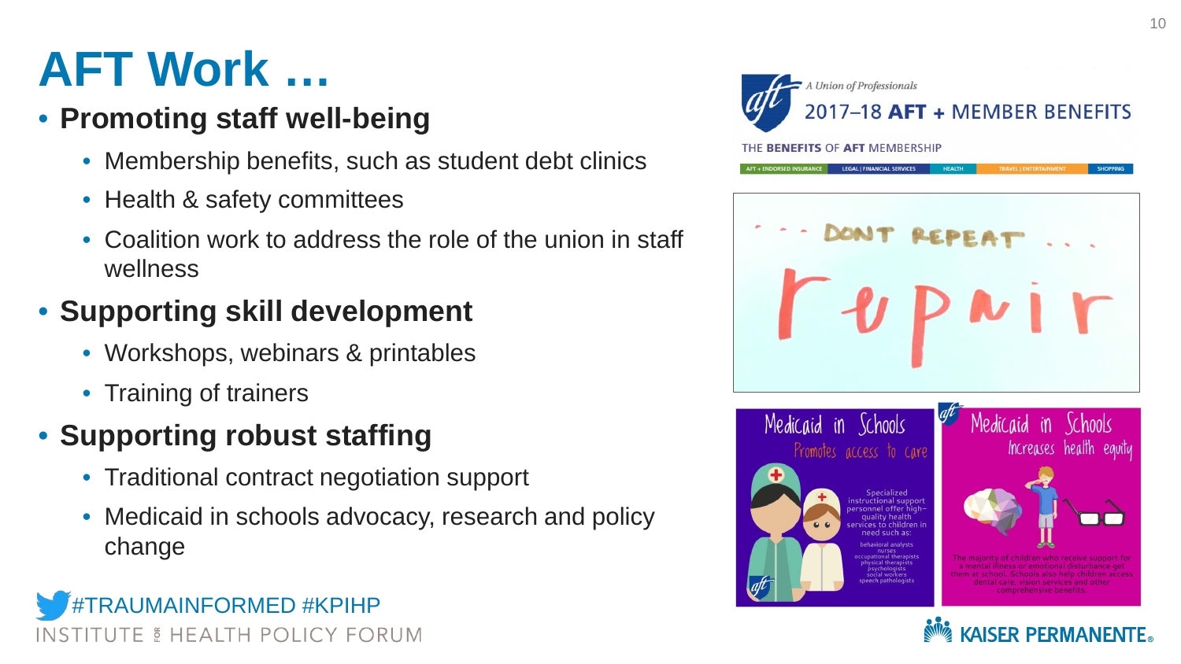# AFT Work …

- **Promoting staff well-being**
  - Membership benefits, such as student debt clinics
  - Health & safety committees
  - Coalition work to address the role of the union in staff wellness
- **Supporting skill development**
  - Workshops, webinars & printables
  - Training of trainers
- **Supporting robust staffing**
  - Traditional contract negotiation support
  - Medicaid in schools advocacy, research and policy change

A Union of Professionals

2017–18 AFT + MEMBER BENEFITS

THE BENEFITS OF AFT MEMBERSHIP

AFT + ENDORSED INSURANCE | LEGAL | FINANCIAL SERVICES | HEALTH | TRAVEL | ENTERTAINMENT | SHOPPING

… DON'T REPEAT …

repair

Medicaid in Schools

Promotes access to care

Specialized instructional support personnel offer high-quality health services to children in need such as:

behavioral analysts
nurses
occupational therapists
physical therapists
psychologists
social workers
speech pathologists

Medicaid in Schools

Increases health equity

The majority of children who receive support for a mental illness or emotional disturbance get them at school. Schools also help children access dental care, vision services and other comprehensive benefits.

#TRAUMAINFORMED #KPIHP

INSTITUTE FOR HEALTH POLICY FORUM

KAISER PERMANENTE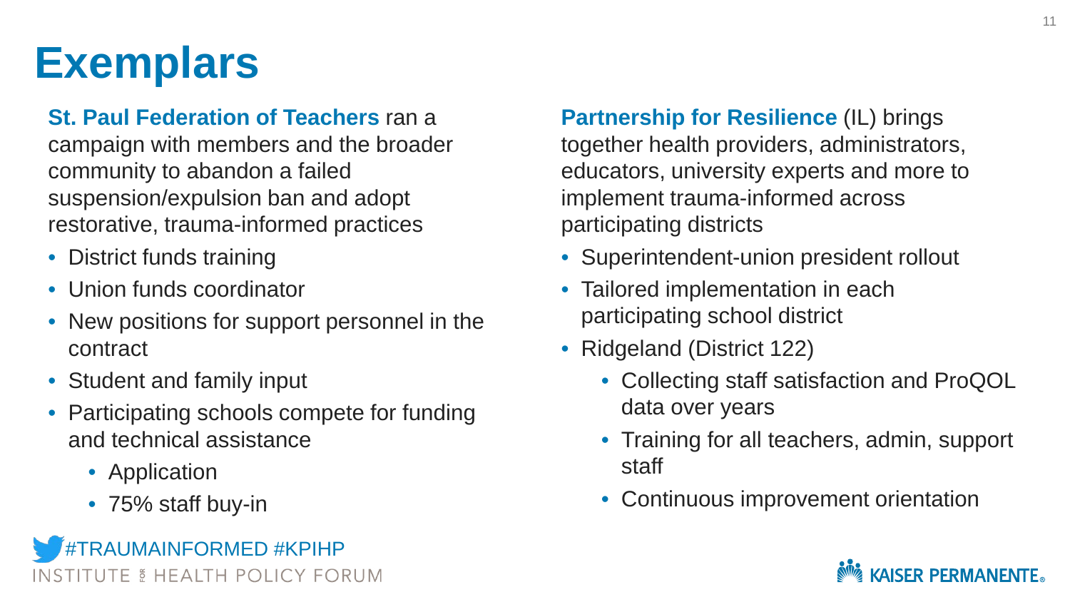# Exemplars

**St. Paul Federation of Teachers** ran a campaign with members and the broader community to abandon a failed suspension/expulsion ban and adopt restorative, trauma-informed practices

- District funds training
- Union funds coordinator
- New positions for support personnel in the contract
- Student and family input
- Participating schools compete for funding and technical assistance
  - Application
  - 75% staff buy-in

**Partnership for Resilience** (IL) brings together health providers, administrators, educators, university experts and more to implement trauma-informed across participating districts

- Superintendent-union president rollout
- Tailored implementation in each participating school district
- Ridgeland (District 122)
  - Collecting staff satisfaction and ProQOL data over years
  - Training for all teachers, admin, support staff
  - Continuous improvement orientation

#TRAUMAINFORMED #KPIHP

INSTITUTE FOR HEALTH POLICY FORUM

KAISER PERMANENTE